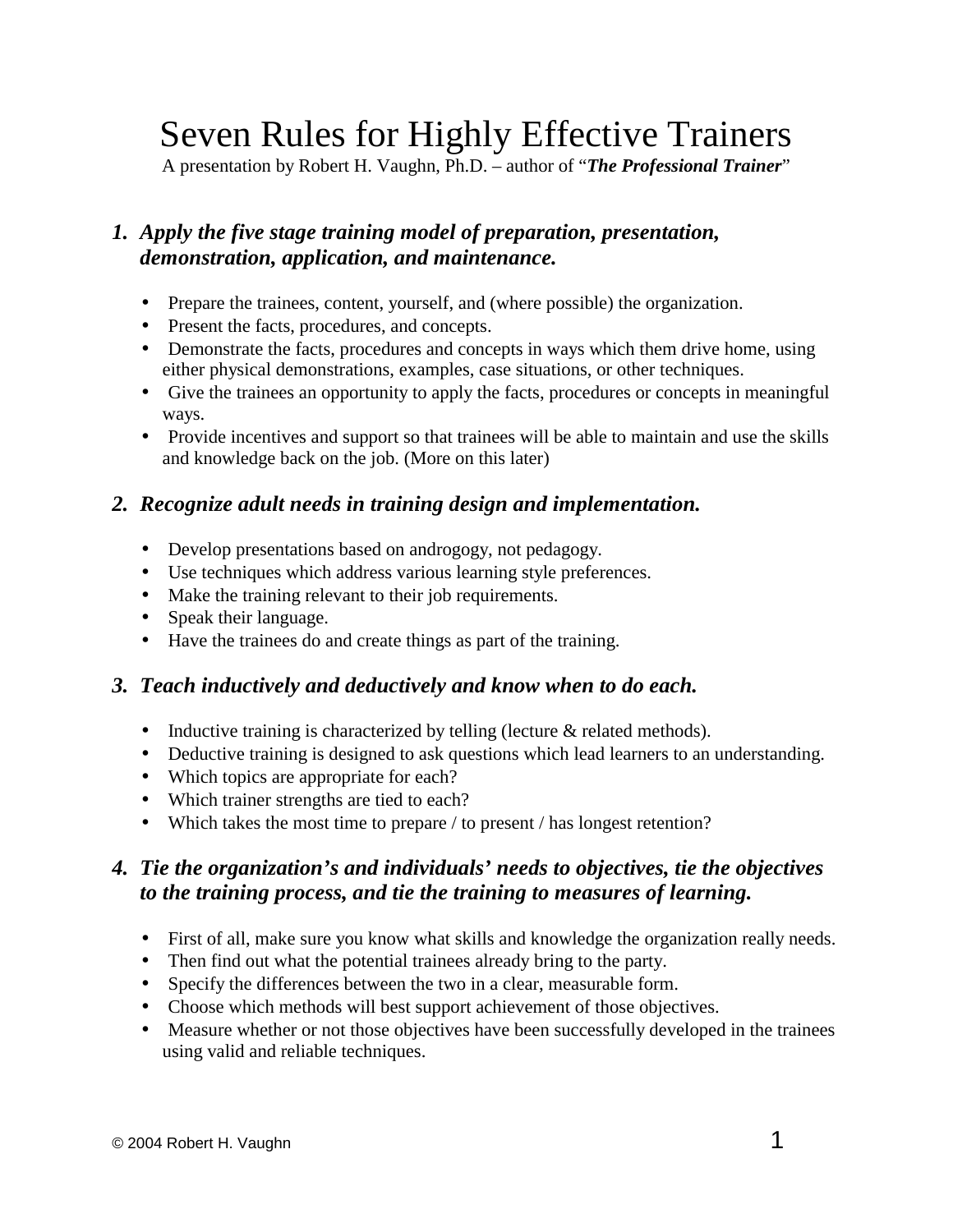# Seven Rules for Highly Effective Trainers

A presentation by Robert H. Vaughn, Ph.D. – author of "***The Professional Trainer***"

### ***1. Apply the five stage training model of preparation, presentation, demonstration, application, and maintenance.***

- Prepare the trainees, content, yourself, and (where possible) the organization.
- Present the facts, procedures, and concepts.
- Demonstrate the facts, procedures and concepts in ways which them drive home, using either physical demonstrations, examples, case situations, or other techniques.
- Give the trainees an opportunity to apply the facts, procedures or concepts in meaningful ways.
- Provide incentives and support so that trainees will be able to maintain and use the skills and knowledge back on the job. (More on this later)

### ***2. Recognize adult needs in training design and implementation.***

- Develop presentations based on androgogy, not pedagogy.
- Use techniques which address various learning style preferences.
- Make the training relevant to their job requirements.
- Speak their language.
- Have the trainees do and create things as part of the training.

### ***3. Teach inductively and deductively and know when to do each.***

- Inductive training is characterized by telling (lecture & related methods).
- Deductive training is designed to ask questions which lead learners to an understanding.
- Which topics are appropriate for each?
- Which trainer strengths are tied to each?
- Which takes the most time to prepare / to present / has longest retention?

### ***4. Tie the organization's and individuals' needs to objectives, tie the objectives to the training process, and tie the training to measures of learning.***

- First of all, make sure you know what skills and knowledge the organization really needs.
- Then find out what the potential trainees already bring to the party.
- Specify the differences between the two in a clear, measurable form.
- Choose which methods will best support achievement of those objectives.
- Measure whether or not those objectives have been successfully developed in the trainees using valid and reliable techniques.

© 2004 Robert H. Vaughn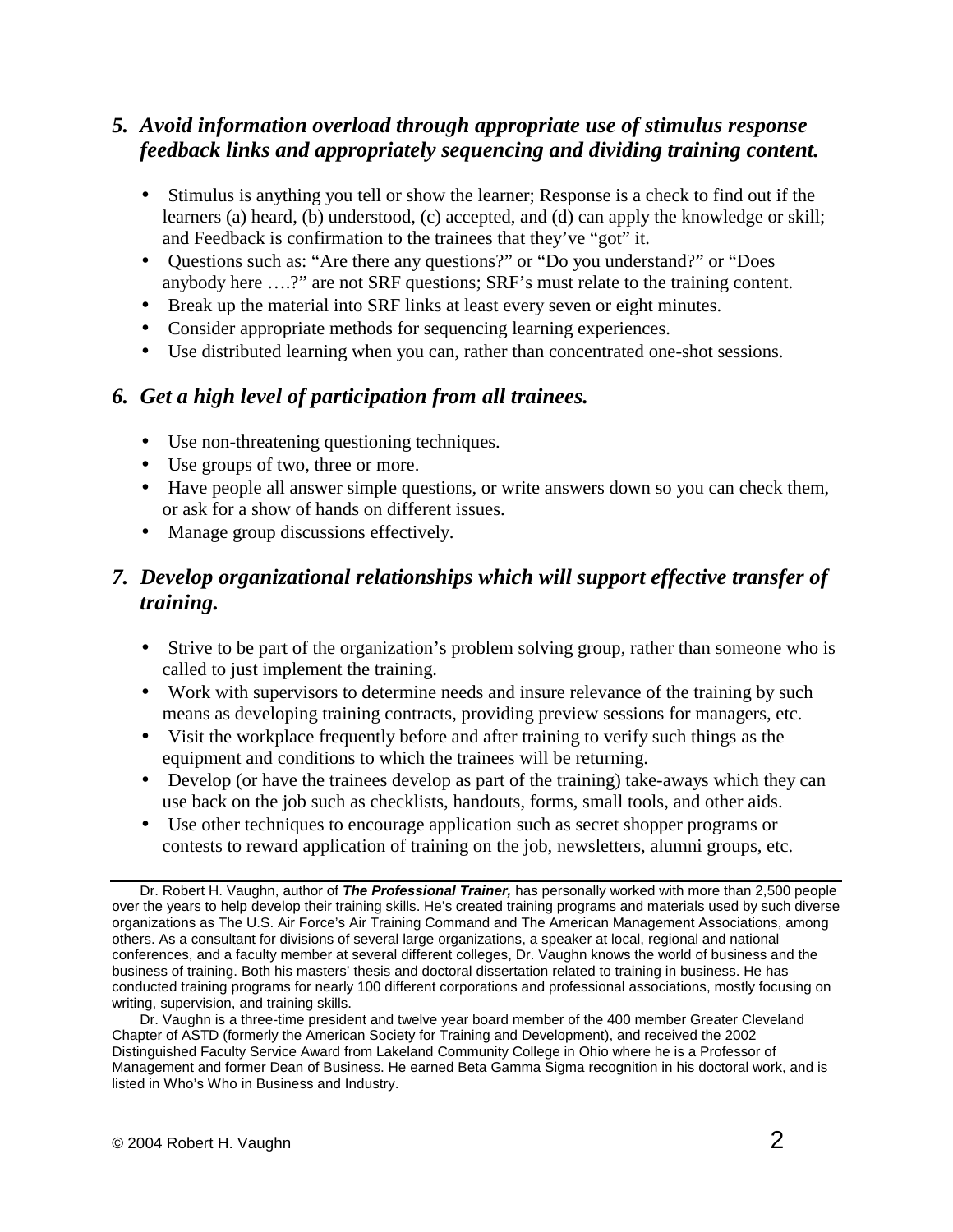### *5. Avoid information overload through appropriate use of stimulus response feedback links and appropriately sequencing and dividing training content.*

- Stimulus is anything you tell or show the learner; Response is a check to find out if the learners (a) heard, (b) understood, (c) accepted, and (d) can apply the knowledge or skill; and Feedback is confirmation to the trainees that they've "got" it.
- Questions such as: "Are there any questions?" or "Do you understand?" or "Does anybody here ….?" are not SRF questions; SRF's must relate to the training content.
- Break up the material into SRF links at least every seven or eight minutes.
- Consider appropriate methods for sequencing learning experiences.
- Use distributed learning when you can, rather than concentrated one-shot sessions.

### *6. Get a high level of participation from all trainees.*

- Use non-threatening questioning techniques.
- Use groups of two, three or more.
- Have people all answer simple questions, or write answers down so you can check them, or ask for a show of hands on different issues.
- Manage group discussions effectively.

### *7. Develop organizational relationships which will support effective transfer of training.*

- Strive to be part of the organization's problem solving group, rather than someone who is called to just implement the training.
- Work with supervisors to determine needs and insure relevance of the training by such means as developing training contracts, providing preview sessions for managers, etc.
- Visit the workplace frequently before and after training to verify such things as the equipment and conditions to which the trainees will be returning.
- Develop (or have the trainees develop as part of the training) take-aways which they can use back on the job such as checklists, handouts, forms, small tools, and other aids.
- Use other techniques to encourage application such as secret shopper programs or contests to reward application of training on the job, newsletters, alumni groups, etc.

---

Dr. Robert H. Vaughn, author of ***The Professional Trainer,*** has personally worked with more than 2,500 people over the years to help develop their training skills. He's created training programs and materials used by such diverse organizations as The U.S. Air Force's Air Training Command and The American Management Associations, among others. As a consultant for divisions of several large organizations, a speaker at local, regional and national conferences, and a faculty member at several different colleges, Dr. Vaughn knows the world of business and the business of training. Both his masters' thesis and doctoral dissertation related to training in business. He has conducted training programs for nearly 100 different corporations and professional associations, mostly focusing on writing, supervision, and training skills.

Dr. Vaughn is a three-time president and twelve year board member of the 400 member Greater Cleveland Chapter of ASTD (formerly the American Society for Training and Development), and received the 2002 Distinguished Faculty Service Award from Lakeland Community College in Ohio where he is a Professor of Management and former Dean of Business. He earned Beta Gamma Sigma recognition in his doctoral work, and is listed in Who's Who in Business and Industry.

© 2004 Robert H. Vaughn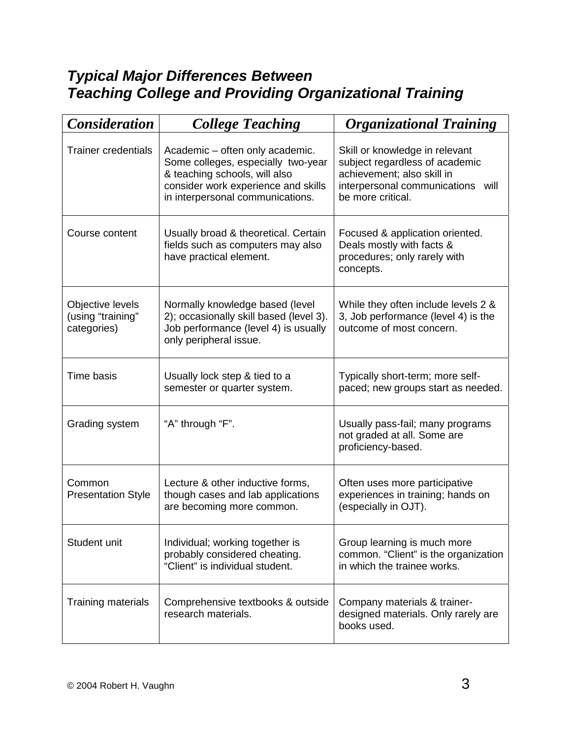## *Typical Major Differences Between Teaching College and Providing Organizational Training*

| *Consideration* | *College Teaching* | *Organizational Training* |
|---|---|---|
| Trainer credentials | Academic – often only academic. Some colleges, especially two-year & teaching schools, will also consider work experience and skills in interpersonal communications. | Skill or knowledge in relevant subject regardless of academic achievement; also skill in interpersonal communications will be more critical. |
| Course content | Usually broad & theoretical. Certain fields such as computers may also have practical element. | Focused & application oriented. Deals mostly with facts & procedures; only rarely with concepts. |
| Objective levels (using "training" categories) | Normally knowledge based (level 2); occasionally skill based (level 3). Job performance (level 4) is usually only peripheral issue. | While they often include levels 2 & 3, Job performance (level 4) is the outcome of most concern. |
| Time basis | Usually lock step & tied to a semester or quarter system. | Typically short-term; more self-paced; new groups start as needed. |
| Grading system | "A" through "F". | Usually pass-fail; many programs not graded at all. Some are proficiency-based. |
| Common Presentation Style | Lecture & other inductive forms, though cases and lab applications are becoming more common. | Often uses more participative experiences in training; hands on (especially in OJT). |
| Student unit | Individual; working together is probably considered cheating. "Client" is individual student. | Group learning is much more common. "Client" is the organization in which the trainee works. |
| Training materials | Comprehensive textbooks & outside research materials. | Company materials & trainer-designed materials. Only rarely are books used. |

© 2004 Robert H. Vaughn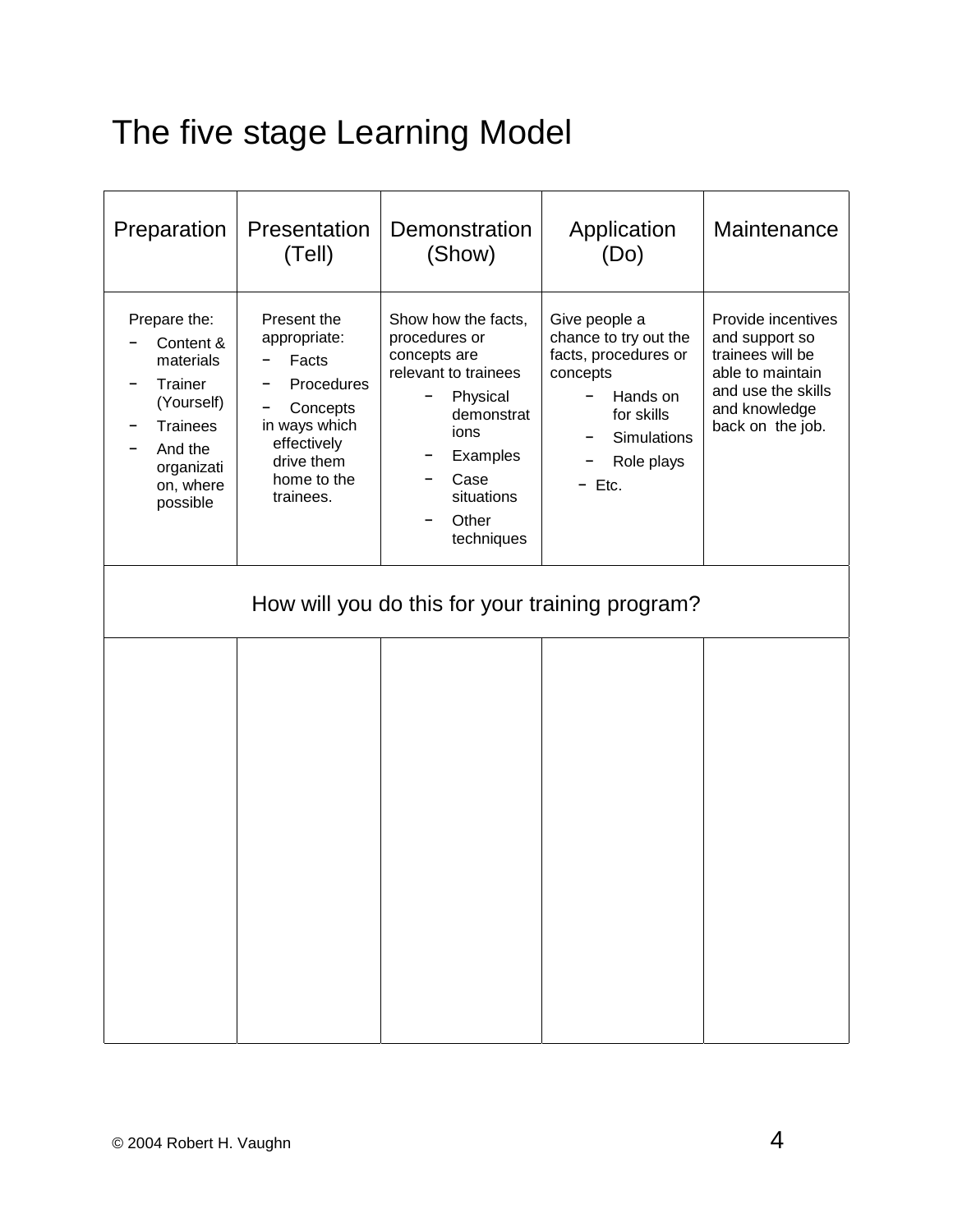# The five stage Learning Model

| Preparation | Presentation (Tell) | Demonstration (Show) | Application (Do) | Maintenance |
|---|---|---|---|---|
| Prepare the:<br>− Content & materials<br>− Trainer (Yourself)<br>− Trainees<br>− And the organization, where possible | Present the appropriate:<br>− Facts<br>− Procedures<br>− Concepts<br>in ways which effectively drive them home to the trainees. | Show how the facts, procedures or concepts are relevant to trainees<br>− Physical demonstrations<br>− Examples<br>− Case situations<br>− Other techniques | Give people a chance to try out the facts, procedures or concepts<br>− Hands on for skills<br>− Simulations<br>− Role plays<br>− Etc. | Provide incentives and support so trainees will be able to maintain and use the skills and knowledge back on the job. |
| How will you do this for your training program? | | | | |
| | | | | |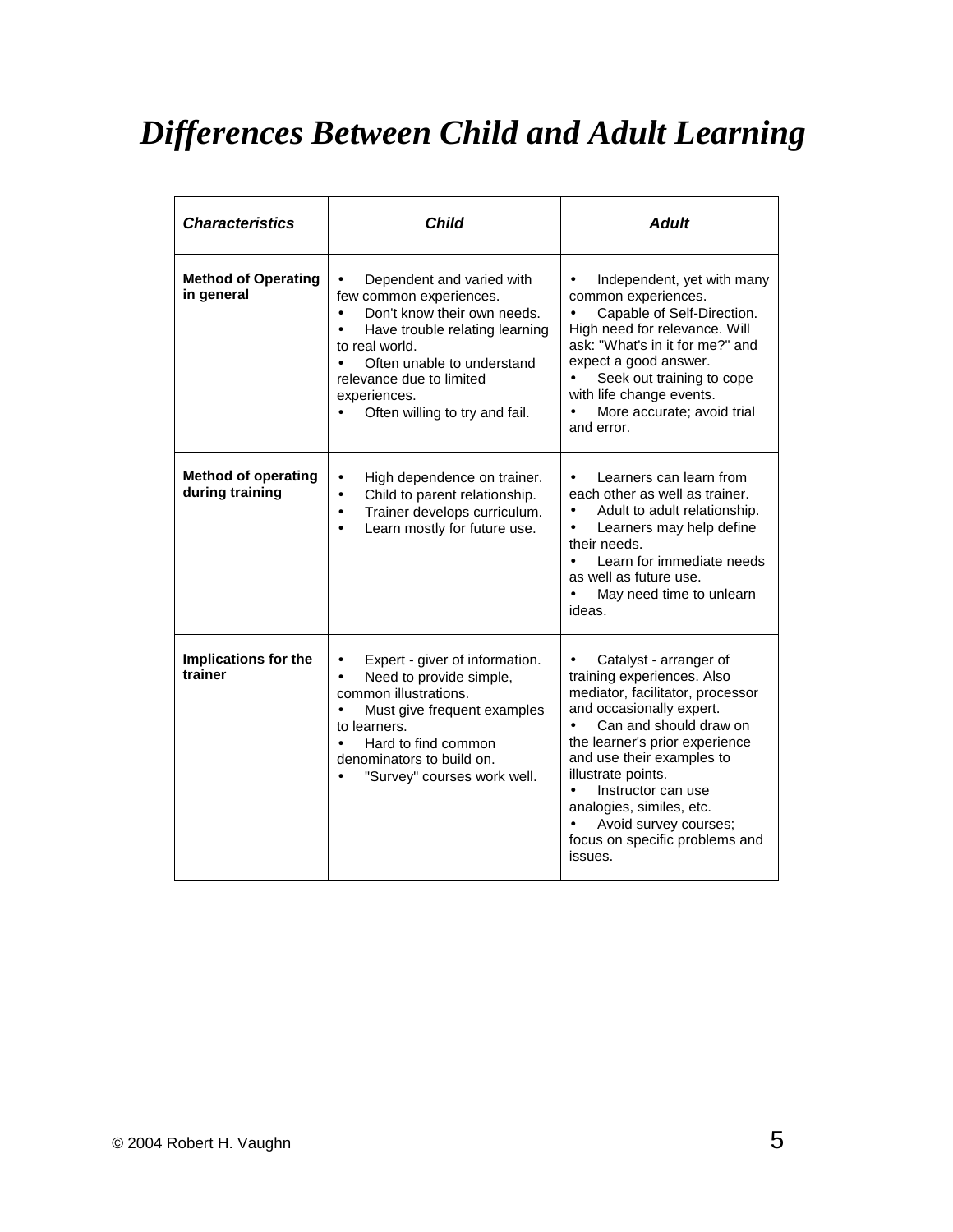# *Differences Between Child and Adult Learning*

| ***Characteristics*** | ***Child*** | ***Adult*** |
|---|---|---|
| **Method of Operating in general** | • Dependent and varied with few common experiences.<br>• Don't know their own needs.<br>• Have trouble relating learning to real world.<br>• Often unable to understand relevance due to limited experiences.<br>• Often willing to try and fail. | • Independent, yet with many common experiences.<br>• Capable of Self-Direction. High need for relevance. Will ask: "What's in it for me?" and expect a good answer.<br>• Seek out training to cope with life change events.<br>• More accurate; avoid trial and error. |
| **Method of operating during training** | • High dependence on trainer.<br>• Child to parent relationship.<br>• Trainer develops curriculum.<br>• Learn mostly for future use. | • Learners can learn from each other as well as trainer.<br>• Adult to adult relationship.<br>• Learners may help define their needs.<br>• Learn for immediate needs as well as future use.<br>• May need time to unlearn ideas. |
| **Implications for the trainer** | • Expert - giver of information.<br>• Need to provide simple, common illustrations.<br>• Must give frequent examples to learners.<br>• Hard to find common denominators to build on.<br>• "Survey" courses work well. | • Catalyst - arranger of training experiences. Also mediator, facilitator, processor and occasionally expert.<br>• Can and should draw on the learner's prior experience and use their examples to illustrate points.<br>• Instructor can use analogies, similes, etc.<br>• Avoid survey courses; focus on specific problems and issues. |

© 2004 Robert H. Vaughn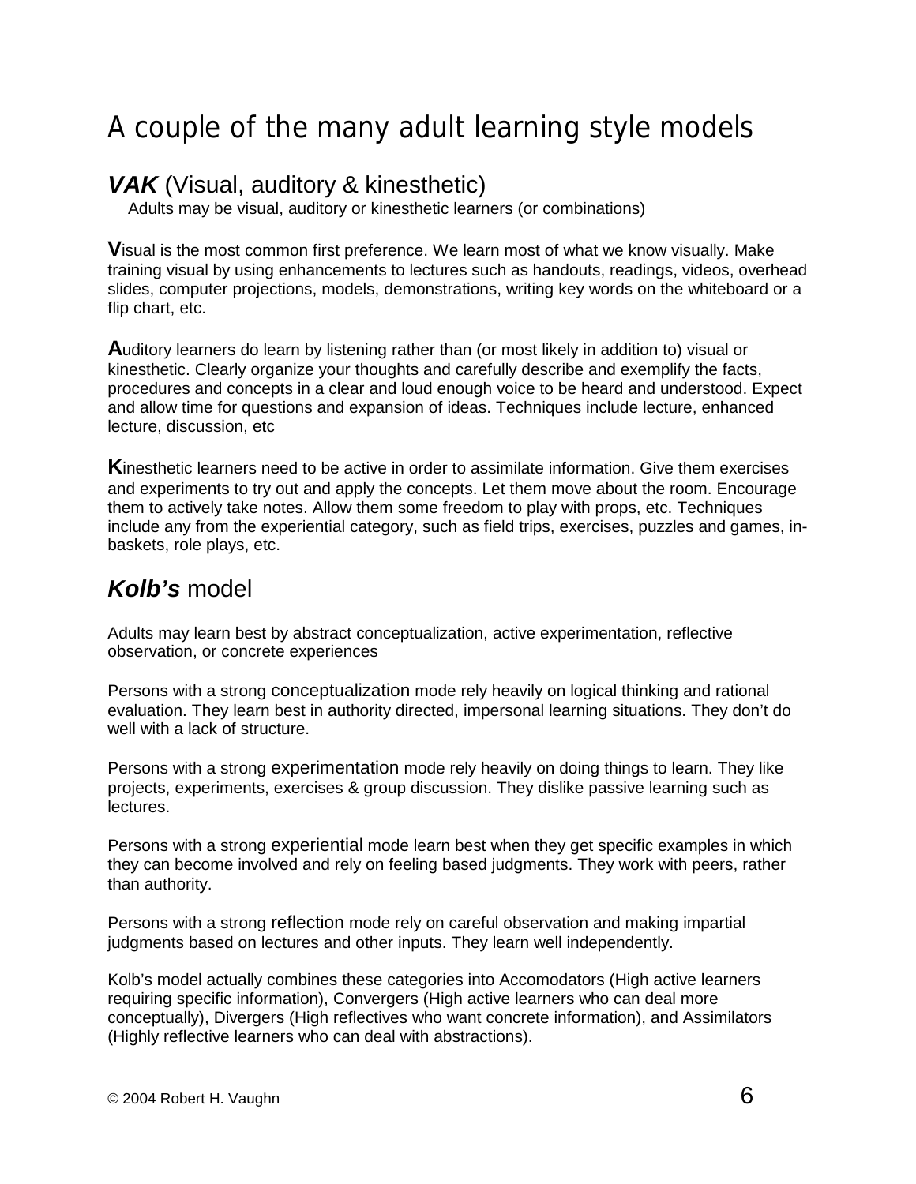# A couple of the many adult learning style models

## ***VAK*** (Visual, auditory & kinesthetic)

Adults may be visual, auditory or kinesthetic learners (or combinations)

**V**isual is the most common first preference. We learn most of what we know visually. Make training visual by using enhancements to lectures such as handouts, readings, videos, overhead slides, computer projections, models, demonstrations, writing key words on the whiteboard or a flip chart, etc.

**A**uditory learners do learn by listening rather than (or most likely in addition to) visual or kinesthetic. Clearly organize your thoughts and carefully describe and exemplify the facts, procedures and concepts in a clear and loud enough voice to be heard and understood. Expect and allow time for questions and expansion of ideas. Techniques include lecture, enhanced lecture, discussion, etc

**K**inesthetic learners need to be active in order to assimilate information. Give them exercises and experiments to try out and apply the concepts. Let them move about the room. Encourage them to actively take notes. Allow them some freedom to play with props, etc. Techniques include any from the experiential category, such as field trips, exercises, puzzles and games, in-baskets, role plays, etc.

## ***Kolb's*** model

Adults may learn best by abstract conceptualization, active experimentation, reflective observation, or concrete experiences

Persons with a strong conceptualization mode rely heavily on logical thinking and rational evaluation. They learn best in authority directed, impersonal learning situations. They don't do well with a lack of structure.

Persons with a strong experimentation mode rely heavily on doing things to learn. They like projects, experiments, exercises & group discussion. They dislike passive learning such as lectures.

Persons with a strong experiential mode learn best when they get specific examples in which they can become involved and rely on feeling based judgments. They work with peers, rather than authority.

Persons with a strong reflection mode rely on careful observation and making impartial judgments based on lectures and other inputs. They learn well independently.

Kolb's model actually combines these categories into Accomodators (High active learners requiring specific information), Convergers (High active learners who can deal more conceptually), Divergers (High reflectives who want concrete information), and Assimilators (Highly reflective learners who can deal with abstractions).

© 2004 Robert H. Vaughn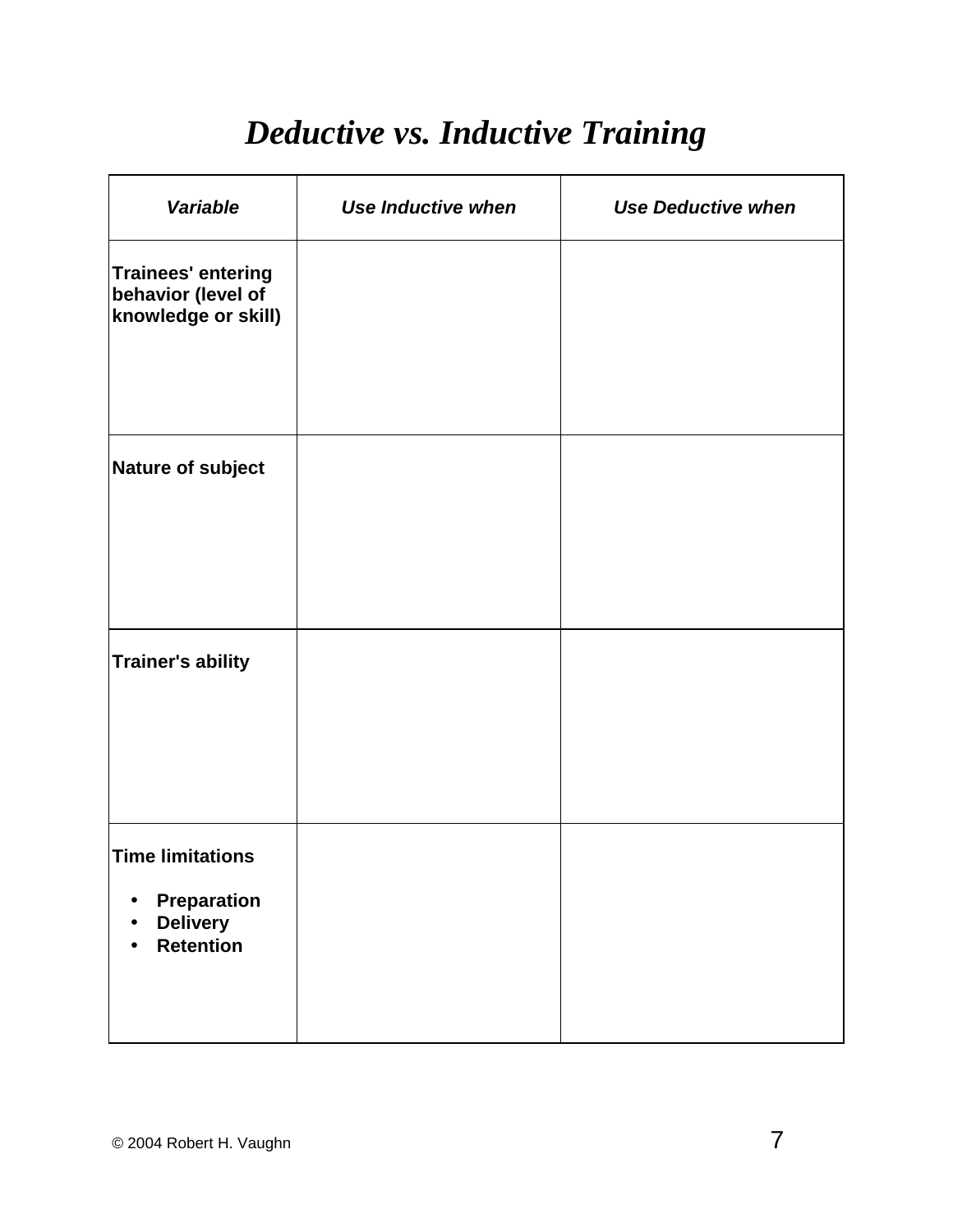# *Deductive vs. Inductive Training*

| *Variable* | *Use Inductive when* | *Use Deductive when* |
|---|---|---|
| **Trainees' entering behavior (level of knowledge or skill)** | | |
| **Nature of subject** | | |
| **Trainer's ability** | | |
| **Time limitations**<br>• **Preparation**<br>• **Delivery**<br>• **Retention** | | |

© 2004 Robert H. Vaughn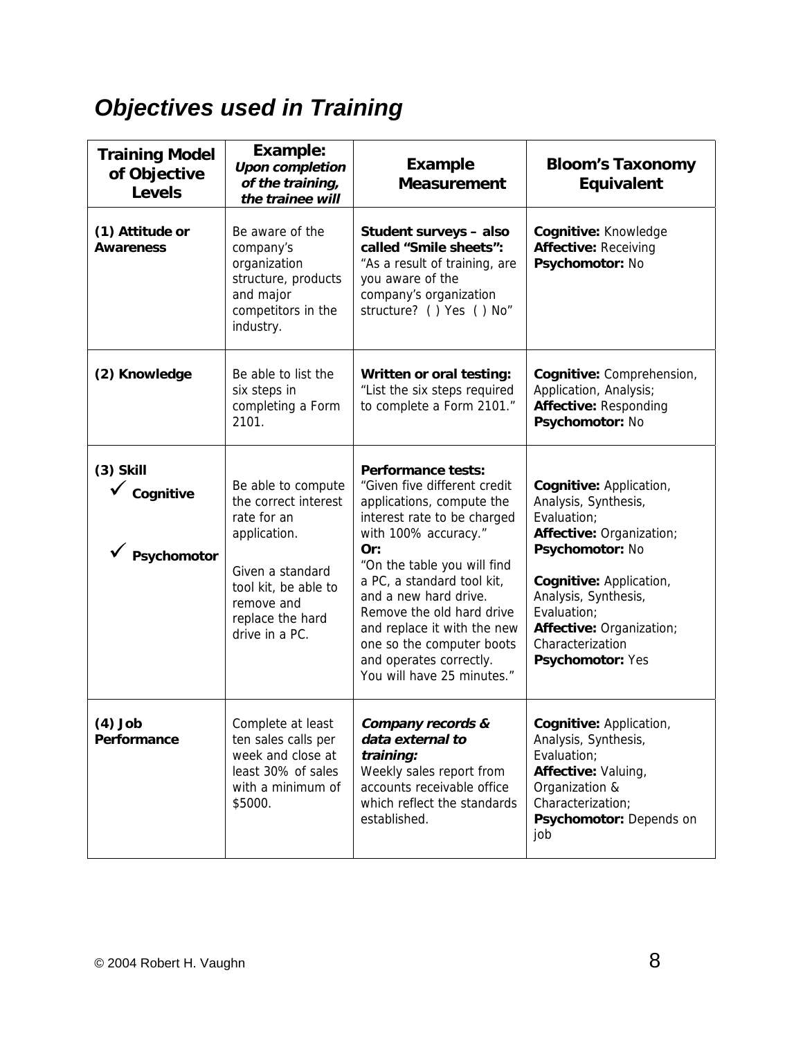# *Objectives used in Training*

| Training Model of Objective Levels | Example: *Upon completion of the training, the trainee will* | Example Measurement | Bloom's Taxonomy Equivalent |
|---|---|---|---|
| **(1) Attitude or Awareness** | Be aware of the company's organization structure, products and major competitors in the industry. | **Student surveys – also called "Smile sheets":** "As a result of training, are you aware of the company's organization structure? ( ) Yes ( ) No" | **Cognitive:** Knowledge **Affective:** Receiving **Psychomotor:** No |
| **(2) Knowledge** | Be able to list the six steps in completing a Form 2101. | **Written or oral testing:** "List the six steps required to complete a Form 2101." | **Cognitive:** Comprehension, Application, Analysis; **Affective:** Responding **Psychomotor:** No |
| **(3) Skill** ✓ **Cognitive** ✓ **Psychomotor** | Be able to compute the correct interest rate for an application. Given a standard tool kit, be able to remove and replace the hard drive in a PC. | **Performance tests:** "Given five different credit applications, compute the interest rate to be charged with 100% accuracy." **Or:** "On the table you will find a PC, a standard tool kit, and a new hard drive. Remove the old hard drive and replace it with the new one so the computer boots and operates correctly. You will have 25 minutes." | **Cognitive:** Application, Analysis, Synthesis, Evaluation; **Affective:** Organization; **Psychomotor:** No **Cognitive:** Application, Analysis, Synthesis, Evaluation; **Affective:** Organization; Characterization **Psychomotor:** Yes |
| **(4) Job Performance** | Complete at least ten sales calls per week and close at least 30% of sales with a minimum of $5000. | ***Company records & data external to training:*** Weekly sales report from accounts receivable office which reflect the standards established. | **Cognitive:** Application, Analysis, Synthesis, Evaluation; **Affective:** Valuing, Organization & Characterization; **Psychomotor:** Depends on job |

© 2004 Robert H. Vaughn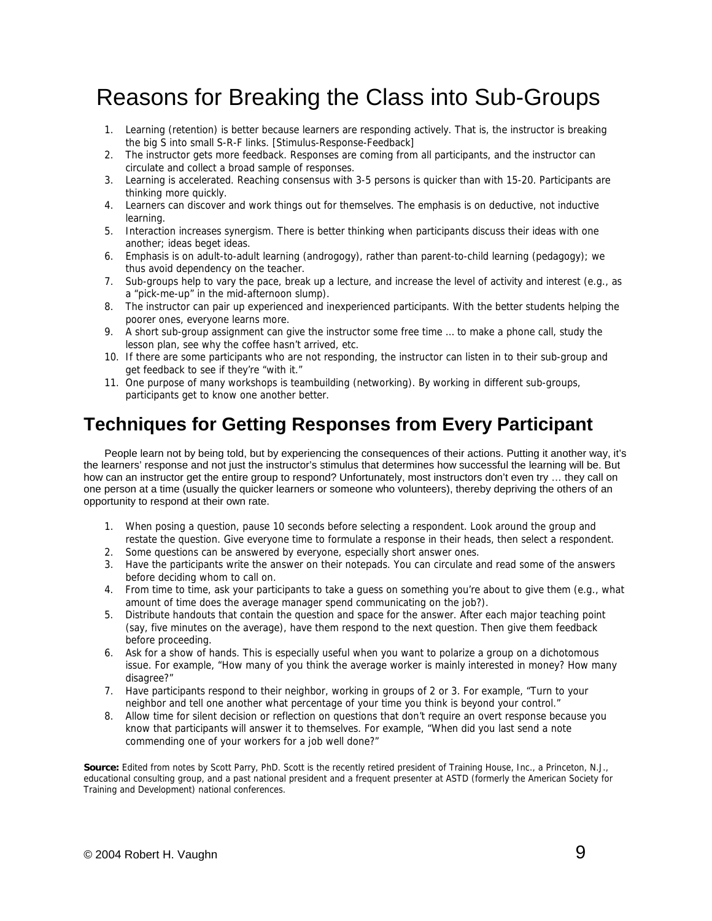# Reasons for Breaking the Class into Sub-Groups

1. Learning (retention) is better because learners are responding actively. That is, the instructor is breaking the big S into small S-R-F links. [Stimulus-Response-Feedback]
2. The instructor gets more feedback. Responses are coming from all participants, and the instructor can circulate and collect a broad sample of responses.
3. Learning is accelerated. Reaching consensus with 3-5 persons is quicker than with 15-20. Participants are thinking more quickly.
4. Learners can discover and work things out for themselves. The emphasis is on deductive, not inductive learning.
5. Interaction increases synergism. There is better thinking when participants discuss their ideas with one another; ideas beget ideas.
6. Emphasis is on adult-to-adult learning (androgogy), rather than parent-to-child learning (pedagogy); we thus avoid dependency on the teacher.
7. Sub-groups help to vary the pace, break up a lecture, and increase the level of activity and interest (e.g., as a "pick-me-up" in the mid-afternoon slump).
8. The instructor can pair up experienced and inexperienced participants. With the better students helping the poorer ones, everyone learns more.
9. A short sub-group assignment can give the instructor some free time … to make a phone call, study the lesson plan, see why the coffee hasn't arrived, etc.
10. If there are some participants who are not responding, the instructor can listen in to their sub-group and get feedback to see if they're "with it."
11. One purpose of many workshops is teambuilding (networking). By working in different sub-groups, participants get to know one another better.

## Techniques for Getting Responses from Every Participant

People learn not by being told, but by experiencing the consequences of their actions. Putting it another way, it's the learners' response and not just the instructor's stimulus that determines how successful the learning will be. But how can an instructor get the entire group to respond? Unfortunately, most instructors don't even try … they call on one person at a time (usually the quicker learners or someone who volunteers), thereby depriving the others of an opportunity to respond at their own rate.

1. When posing a question, pause 10 seconds before selecting a respondent. Look around the group and restate the question. Give everyone time to formulate a response in their heads, then select a respondent.
2. Some questions can be answered by everyone, especially short answer ones.
3. Have the participants write the answer on their notepads. You can circulate and read some of the answers before deciding whom to call on.
4. From time to time, ask your participants to take a guess on something you're about to give them (e.g., what amount of time does the average manager spend communicating on the job?).
5. Distribute handouts that contain the question and space for the answer. After each major teaching point (say, five minutes on the average), have them respond to the next question. Then give them feedback before proceeding.
6. Ask for a show of hands. This is especially useful when you want to polarize a group on a dichotomous issue. For example, "How many of you think the average worker is mainly interested in money? How many disagree?"
7. Have participants respond to their neighbor, working in groups of 2 or 3. For example, "Turn to your neighbor and tell one another what percentage of your time you think is beyond your control."
8. Allow time for silent decision or reflection on questions that don't require an overt response because you know that participants will answer it to themselves. For example, "When did you last send a note commending one of your workers for a job well done?"

**Source:** Edited from notes by Scott Parry, PhD. Scott is the recently retired president of Training House, Inc., a Princeton, N.J., educational consulting group, and a past national president and a frequent presenter at ASTD (formerly the American Society for Training and Development) national conferences.

© 2004 Robert H. Vaughn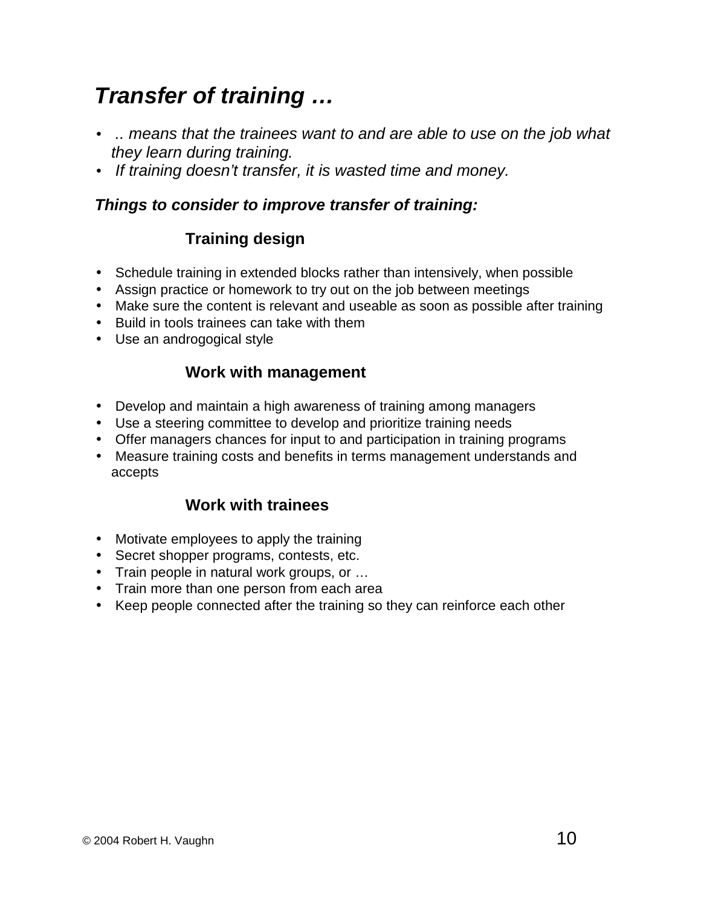# *Transfer of training …*

- *.. means that the trainees want to and are able to use on the job what they learn during training.*
- *If training doesn't transfer, it is wasted time and money.*

***Things to consider to improve transfer of training:***

### Training design

- Schedule training in extended blocks rather than intensively, when possible
- Assign practice or homework to try out on the job between meetings
- Make sure the content is relevant and useable as soon as possible after training
- Build in tools trainees can take with them
- Use an androgogical style

### Work with management

- Develop and maintain a high awareness of training among managers
- Use a steering committee to develop and prioritize training needs
- Offer managers chances for input to and participation in training programs
- Measure training costs and benefits in terms management understands and accepts

### Work with trainees

- Motivate employees to apply the training
- Secret shopper programs, contests, etc.
- Train people in natural work groups, or …
- Train more than one person from each area
- Keep people connected after the training so they can reinforce each other

© 2004 Robert H. Vaughn